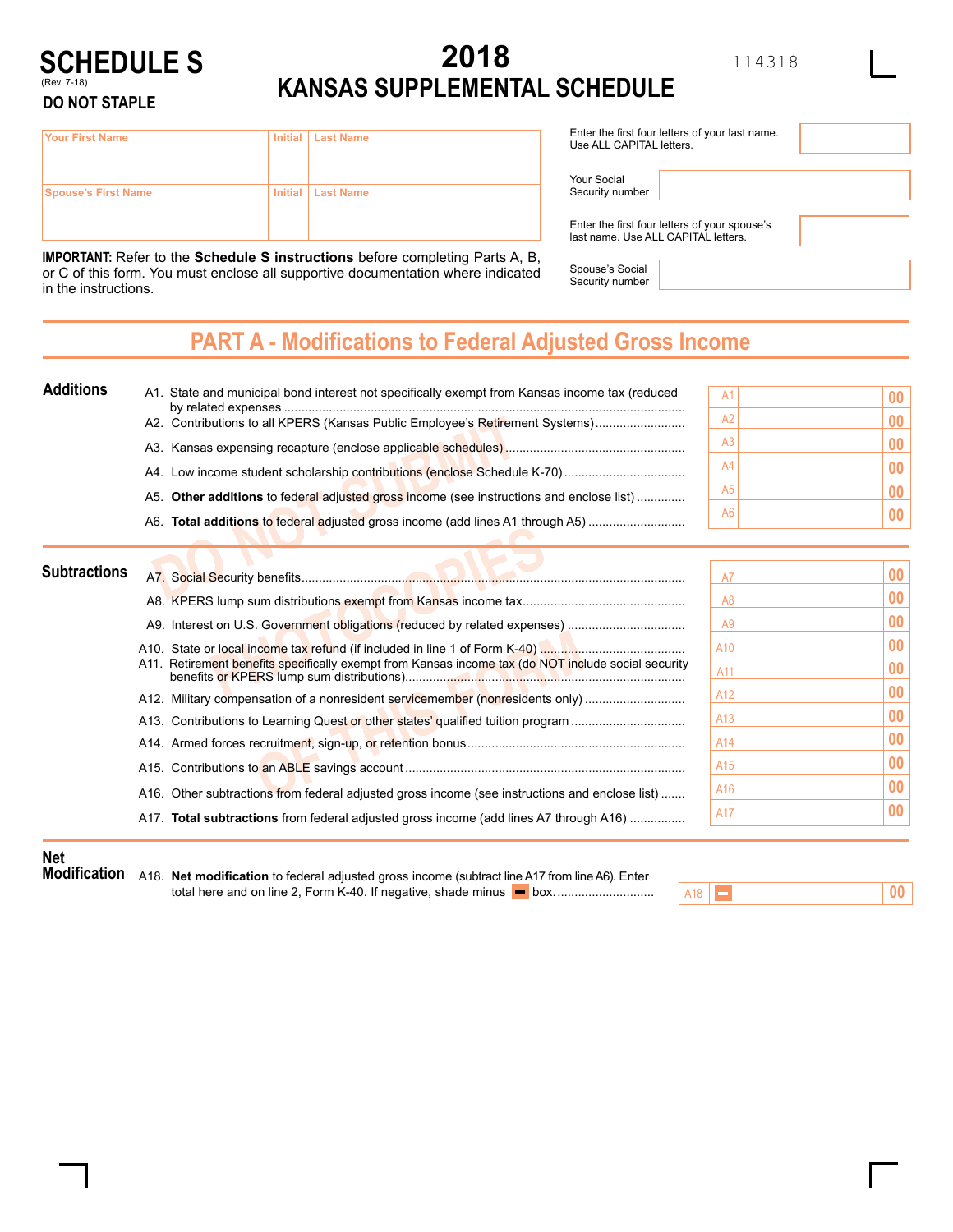# SCHEDULE S

(Rev. 7-18)

**DO NOT STAPLE**

# 2018 KANSAS SUPPLEMENTAL SCHEDULE

114318

| Your First Name | Initial | Last Name |
|---|---|---|
| | | |
| **Spouse's First Name** | **Initial** | **Last Name** |
| | | |

Enter the first four letters of your last name. Use ALL CAPITAL letters.

Your Social Security number

Enter the first four letters of your spouse's last name. Use ALL CAPITAL letters.

Spouse's Social Security number

**IMPORTANT:** Refer to the **Schedule S instructions** before completing Parts A, B, or C of this form. You must enclose all supportive documentation where indicated in the instructions.

## PART A - Modifications to Federal Adjusted Gross Income

### Additions

| Line | Description | Amount |
|---|---|---|
| A1. | State and municipal bond interest not specifically exempt from Kansas income tax (reduced by related expenses | A1 .00 |
| A2. | Contributions to all KPERS (Kansas Public Employee's Retirement Systems) | A2 .00 |
| A3. | Kansas expensing recapture (enclose applicable schedules) | A3 .00 |
| A4. | Low income student scholarship contributions (enclose Schedule K-70) | A4 .00 |
| A5. | **Other additions** to federal adjusted gross income (see instructions and enclose list) | A5 .00 |
| A6. | **Total additions** to federal adjusted gross income (add lines A1 through A5) | A6 .00 |

### Subtractions

| Line | Description | Amount |
|---|---|---|
| A7. | Social Security benefits | A7 .00 |
| A8. | KPERS lump sum distributions exempt from Kansas income tax | A8 .00 |
| A9. | Interest on U.S. Government obligations (reduced by related expenses) | A9 .00 |
| A10. | State or local income tax refund (if included in line 1 of Form K-40) | A10 .00 |
| A11. | Retirement benefits specifically exempt from Kansas income tax (do NOT include social security benefits or KPERS lump sum distributions) | A11 .00 |
| A12. | Military compensation of a nonresident servicemember (nonresidents only) | A12 .00 |
| A13. | Contributions to Learning Quest or other states' qualified tuition program | A13 .00 |
| A14. | Armed forces recruitment, sign-up, or retention bonus | A14 .00 |
| A15. | Contributions to an ABLE savings account | A15 .00 |
| A16. | Other subtractions from federal adjusted gross income (see instructions and enclose list) | A16 .00 |
| A17. | **Total subtractions** from federal adjusted gross income (add lines A7 through A16) | A17 .00 |

### Net Modification

| Line | Description | Amount |
|---|---|---|
| A18. | **Net modification** to federal adjusted gross income (subtract line A17 from line A6). Enter total here and on line 2, Form K-40. If negative, shade minus box. | A18 − .00 |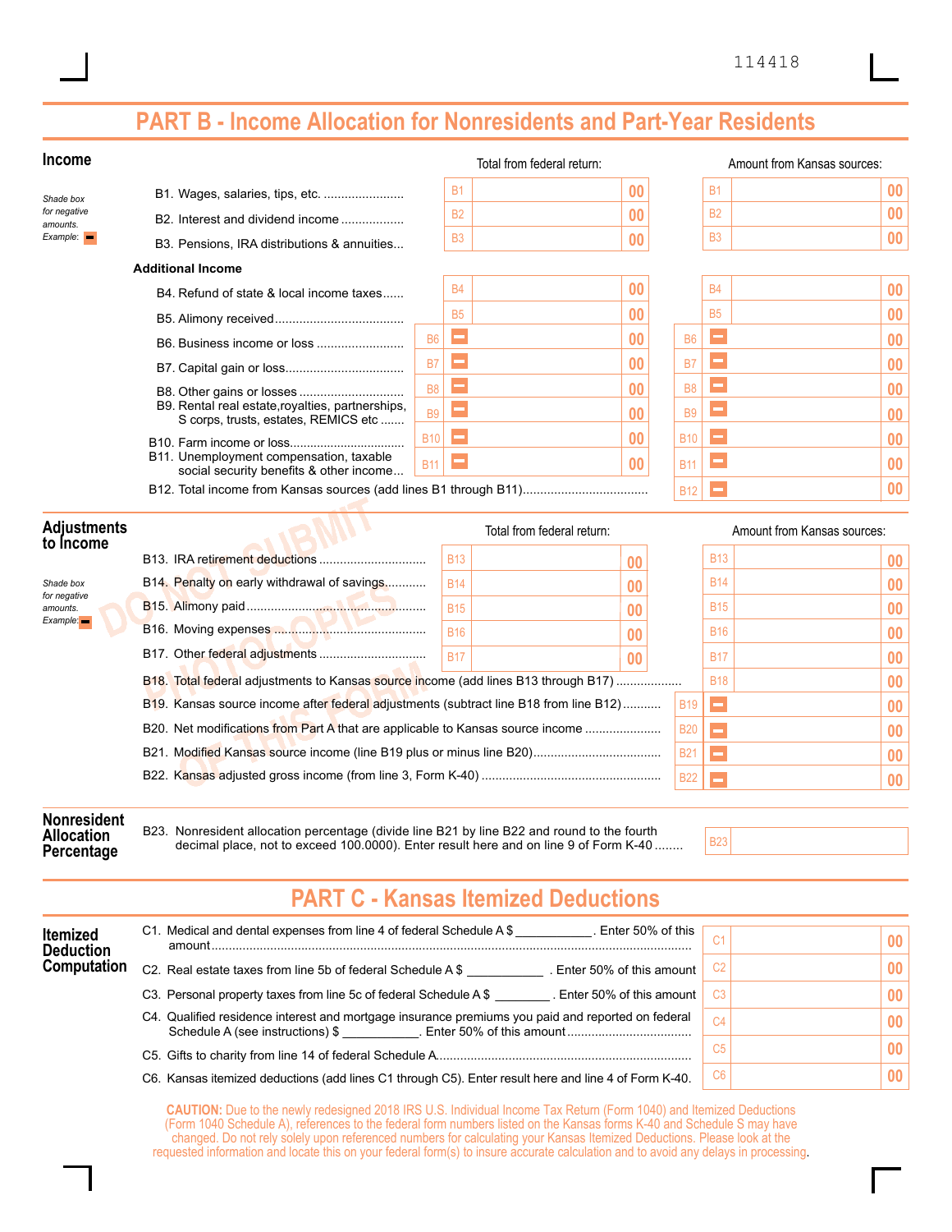114418

## PART B - Income Allocation for Nonresidents and Part-Year Residents

### Income

*Shade box for negative amounts. Example:* ▬

| | Total from federal return: | Amount from Kansas sources: |
|---|---|---|
| B1. Wages, salaries, tips, etc. | B1 00 | B1 00 |
| B2. Interest and dividend income | B2 00 | B2 00 |
| B3. Pensions, IRA distributions & annuities | B3 00 | B3 00 |
| **Additional Income** | | |
| B4. Refund of state & local income taxes | B4 00 | B4 00 |
| B5. Alimony received | B5 00 | B5 00 |
| B6. Business income or loss | B6 ▬ 00 | B6 ▬ 00 |
| B7. Capital gain or loss | B7 ▬ 00 | B7 ▬ 00 |
| B8. Other gains or losses | B8 ▬ 00 | B8 ▬ 00 |
| B9. Rental real estate, royalties, partnerships, S corps, trusts, estates, REMICS etc | B9 ▬ 00 | B9 ▬ 00 |
| B10. Farm income or loss | B10 ▬ 00 | B10 ▬ 00 |
| B11. Unemployment compensation, taxable social security benefits & other income | B11 ▬ 00 | B11 ▬ 00 |
| B12. Total income from Kansas sources (add lines B1 through B11) | | B12 ▬ 00 |

### Adjustments to Income

*Shade box for negative amounts. Example:* ▬

| | Total from federal return: | Amount from Kansas sources: |
|---|---|---|
| B13. IRA retirement deductions | B13 00 | B13 00 |
| B14. Penalty on early withdrawal of savings | B14 00 | B14 00 |
| B15. Alimony paid | B15 00 | B15 00 |
| B16. Moving expenses | B16 00 | B16 00 |
| B17. Other federal adjustments | B17 00 | B17 00 |
| B18. Total federal adjustments to Kansas source income (add lines B13 through B17) | | B18 00 |
| B19. Kansas source income after federal adjustments (subtract line B18 from line B12) | | B19 ▬ 00 |
| B20. Net modifications from Part A that are applicable to Kansas source income | | B20 ▬ 00 |
| B21. Modified Kansas source income (line B19 plus or minus line B20) | | B21 ▬ 00 |
| B22. Kansas adjusted gross income (from line 3, Form K-40) | | B22 ▬ 00 |

DO NOT SUBMIT PHOTOCOPIES OF THIS FORM

### Nonresident Allocation Percentage

B23. Nonresident allocation percentage (divide line B21 by line B22 and round to the fourth decimal place, not to exceed 100.0000). Enter result here and on line 9 of Form K-40 ........ B23

## PART C - Kansas Itemized Deductions

### Itemized Deduction Computation

| | |
|---|---|
| C1. Medical and dental expenses from line 4 of federal Schedule A $ ___________. Enter 50% of this amount | C1 00 |
| C2. Real estate taxes from line 5b of federal Schedule A $ ___________. Enter 50% of this amount | C2 00 |
| C3. Personal property taxes from line 5c of federal Schedule A $ ________. Enter 50% of this amount | C3 00 |
| C4. Qualified residence interest and mortgage insurance premiums you paid and reported on federal Schedule A (see instructions) $ ___________. Enter 50% of this amount | C4 00 |
| C5. Gifts to charity from line 14 of federal Schedule A | C5 00 |
| C6. Kansas itemized deductions (add lines C1 through C5). Enter result here and line 4 of Form K-40. | C6 00 |

**CAUTION:** Due to the newly redesigned 2018 IRS U.S. Individual Income Tax Return (Form 1040) and Itemized Deductions (Form 1040 Schedule A), references to the federal form numbers listed on the Kansas forms K-40 and Schedule S may have changed. Do not rely solely upon referenced numbers for calculating your Kansas Itemized Deductions. Please look at the requested information and locate this on your federal form(s) to insure accurate calculation and to avoid any delays in processing.